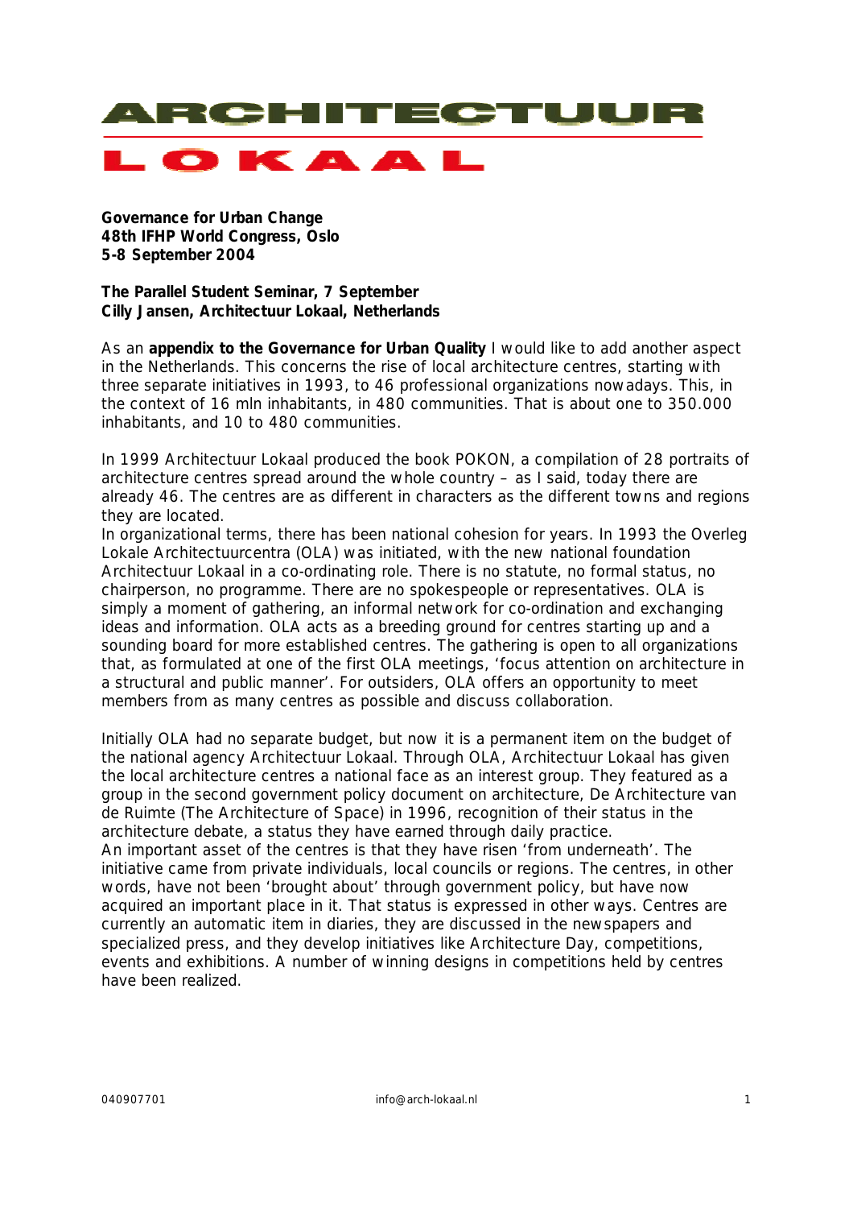# ARCHITECTUUR LOKAAL

**Governance for Urban Change**
**48th IFHP World Congress, Oslo**
**5-8 September 2004**

**The Parallel Student Seminar, 7 September**
**Cilly Jansen, Architectuur Lokaal, Netherlands**

As an **appendix to the Governance for Urban Quality** I would like to add another aspect in the Netherlands. This concerns the rise of local architecture centres, starting with three separate initiatives in 1993, to 46 professional organizations nowadays. This, in the context of 16 mln inhabitants, in 480 communities. That is about one to 350.000 inhabitants, and 10 to 480 communities.

In 1999 Architectuur Lokaal produced the book POKON, a compilation of 28 portraits of architecture centres spread around the whole country – as I said, today there are already 46. The centres are as different in characters as the different towns and regions they are located.
In organizational terms, there has been national cohesion for years. In 1993 the Overleg Lokale Architectuurcentra (OLA) was initiated, with the new national foundation Architectuur Lokaal in a co-ordinating role. There is no statute, no formal status, no chairperson, no programme. There are no spokespeople or representatives. OLA is simply a moment of gathering, an informal network for co-ordination and exchanging ideas and information. OLA acts as a breeding ground for centres starting up and a sounding board for more established centres. The gathering is open to all organizations that, as formulated at one of the first OLA meetings, 'focus attention on architecture in a structural and public manner'. For outsiders, OLA offers an opportunity to meet members from as many centres as possible and discuss collaboration.

Initially OLA had no separate budget, but now it is a permanent item on the budget of the national agency Architectuur Lokaal. Through OLA, Architectuur Lokaal has given the local architecture centres a national face as an interest group. They featured as a group in the second government policy document on architecture, De Architectuur van de Ruimte (The Architecture of Space) in 1996, recognition of their status in the architecture debate, a status they have earned through daily practice.
An important asset of the centres is that they have risen 'from underneath'. The initiative came from private individuals, local councils or regions. The centres, in other words, have not been 'brought about' through government policy, but have now acquired an important place in it. That status is expressed in other ways. Centres are currently an automatic item in diaries, they are discussed in the newspapers and specialized press, and they develop initiatives like Architecture Day, competitions, events and exhibitions. A number of winning designs in competitions held by centres have been realized.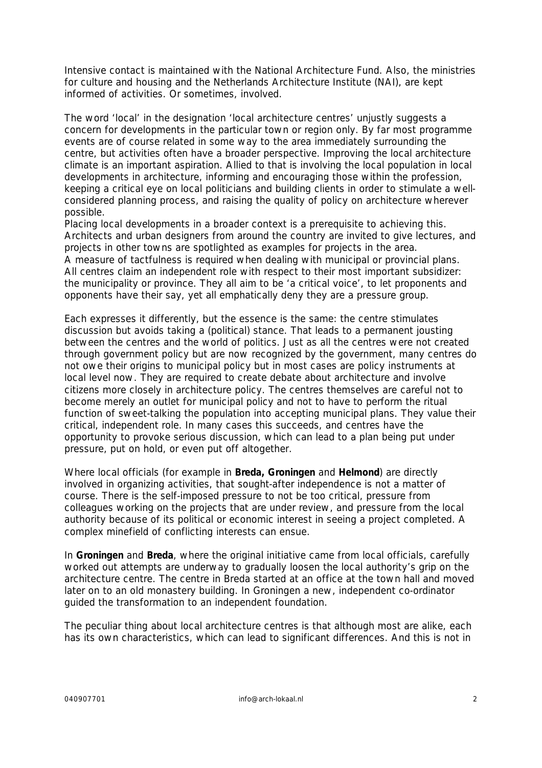Intensive contact is maintained with the National Architecture Fund. Also, the ministries for culture and housing and the Netherlands Architecture Institute (NAI), are kept informed of activities. Or sometimes, involved.

The word 'local' in the designation 'local architecture centres' unjustly suggests a concern for developments in the particular town or region only. By far most programme events are of course related in some way to the area immediately surrounding the centre, but activities often have a broader perspective. Improving the local architecture climate is an important aspiration. Allied to that is involving the local population in local developments in architecture, informing and encouraging those within the profession, keeping a critical eye on local politicians and building clients in order to stimulate a well-considered planning process, and raising the quality of policy on architecture wherever possible.
Placing local developments in a broader context is a prerequisite to achieving this. Architects and urban designers from around the country are invited to give lectures, and projects in other towns are spotlighted as examples for projects in the area.
A measure of tactfulness is required when dealing with municipal or provincial plans. All centres claim an independent role with respect to their most important subsidizer: the municipality or province. They all aim to be 'a critical voice', to let proponents and opponents have their say, yet all emphatically deny they are a pressure group.

Each expresses it differently, but the essence is the same: the centre stimulates discussion but avoids taking a (political) stance. That leads to a permanent jousting between the centres and the world of politics. Just as all the centres were not created through government policy but are now recognized by the government, many centres do not owe their origins to municipal policy but in most cases are policy instruments at local level now. They are required to create debate about architecture and involve citizens more closely in architecture policy. The centres themselves are careful not to become merely an outlet for municipal policy and not to have to perform the ritual function of sweet-talking the population into accepting municipal plans. They value their critical, independent role. In many cases this succeeds, and centres have the opportunity to provoke serious discussion, which can lead to a plan being put under pressure, put on hold, or even put off altogether.

Where local officials (for example in **Breda, Groningen** and **Helmond**) are directly involved in organizing activities, that sought-after independence is not a matter of course. There is the self-imposed pressure to not be too critical, pressure from colleagues working on the projects that are under review, and pressure from the local authority because of its political or economic interest in seeing a project completed. A complex minefield of conflicting interests can ensue.

In **Groningen** and **Breda**, where the original initiative came from local officials, carefully worked out attempts are underway to gradually loosen the local authority's grip on the architecture centre. The centre in Breda started at an office at the town hall and moved later on to an old monastery building. In Groningen a new, independent co-ordinator guided the transformation to an independent foundation.

The peculiar thing about local architecture centres is that although most are alike, each has its own characteristics, which can lead to significant differences. And this is not in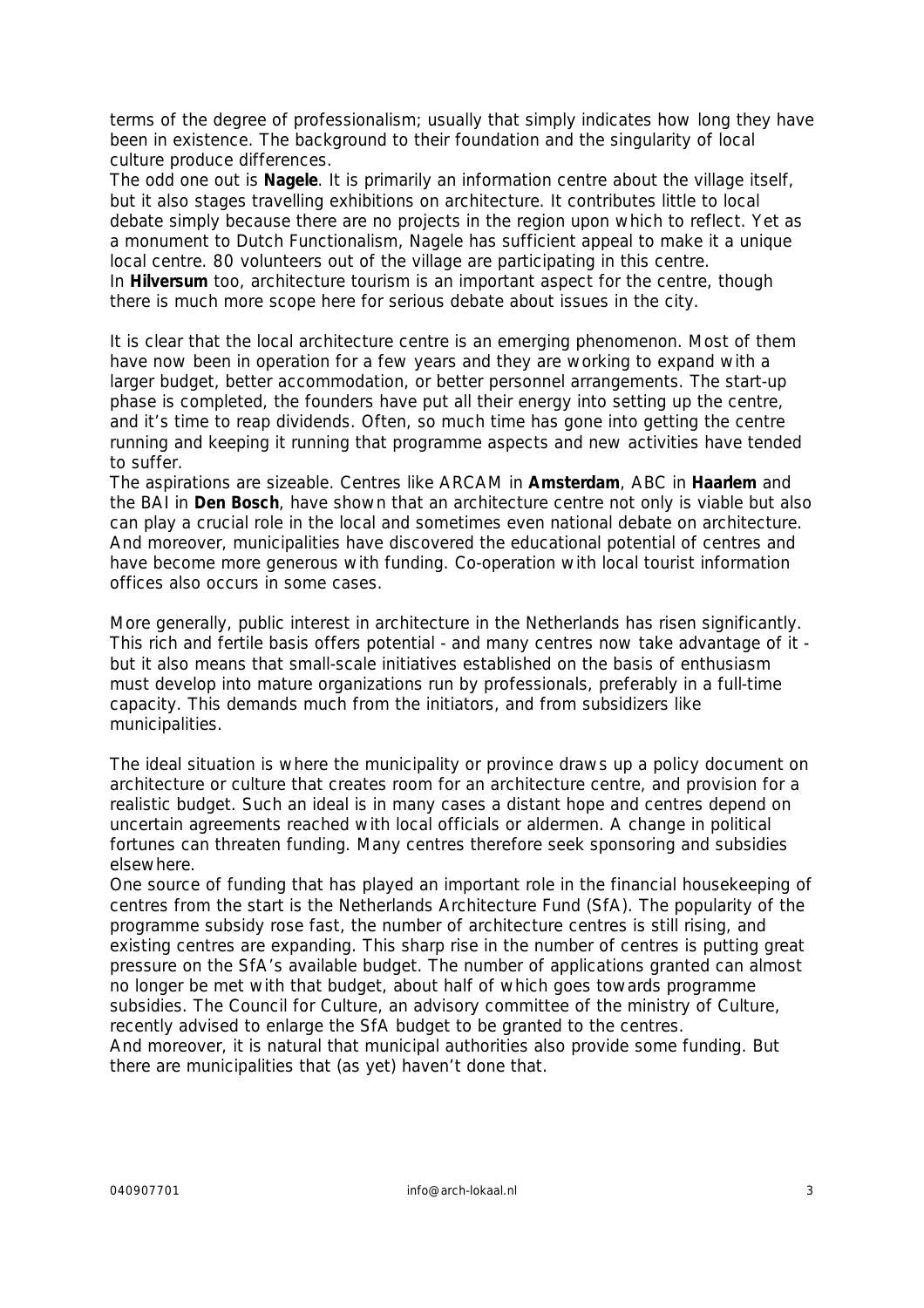terms of the degree of professionalism; usually that simply indicates how long they have been in existence. The background to their foundation and the singularity of local culture produce differences.
The odd one out is **Nagele**. It is primarily an information centre about the village itself, but it also stages travelling exhibitions on architecture. It contributes little to local debate simply because there are no projects in the region upon which to reflect. Yet as a monument to Dutch Functionalism, Nagele has sufficient appeal to make it a unique local centre. 80 volunteers out of the village are participating in this centre.
In **Hilversum** too, architecture tourism is an important aspect for the centre, though there is much more scope here for serious debate about issues in the city.

It is clear that the local architecture centre is an emerging phenomenon. Most of them have now been in operation for a few years and they are working to expand with a larger budget, better accommodation, or better personnel arrangements. The start-up phase is completed, the founders have put all their energy into setting up the centre, and it's time to reap dividends. Often, so much time has gone into getting the centre running and keeping it running that programme aspects and new activities have tended to suffer.
The aspirations are sizeable. Centres like ARCAM in **Amsterdam**, ABC in **Haarlem** and the BAI in **Den Bosch**, have shown that an architecture centre not only is viable but also can play a crucial role in the local and sometimes even national debate on architecture. And moreover, municipalities have discovered the educational potential of centres and have become more generous with funding. Co-operation with local tourist information offices also occurs in some cases.

More generally, public interest in architecture in the Netherlands has risen significantly. This rich and fertile basis offers potential - and many centres now take advantage of it - but it also means that small-scale initiatives established on the basis of enthusiasm must develop into mature organizations run by professionals, preferably in a full-time capacity. This demands much from the initiators, and from subsidizers like municipalities.

The ideal situation is where the municipality or province draws up a policy document on architecture or culture that creates room for an architecture centre, and provision for a realistic budget. Such an ideal is in many cases a distant hope and centres depend on uncertain agreements reached with local officials or aldermen. A change in political fortunes can threaten funding. Many centres therefore seek sponsoring and subsidies elsewhere.
One source of funding that has played an important role in the financial housekeeping of centres from the start is the Netherlands Architecture Fund (SfA). The popularity of the programme subsidy rose fast, the number of architecture centres is still rising, and existing centres are expanding. This sharp rise in the number of centres is putting great pressure on the SfA's available budget. The number of applications granted can almost no longer be met with that budget, about half of which goes towards programme subsidies. The Council for Culture, an advisory committee of the ministry of Culture, recently advised to enlarge the SfA budget to be granted to the centres.
And moreover, it is natural that municipal authorities also provide some funding. But there are municipalities that (as yet) haven't done that.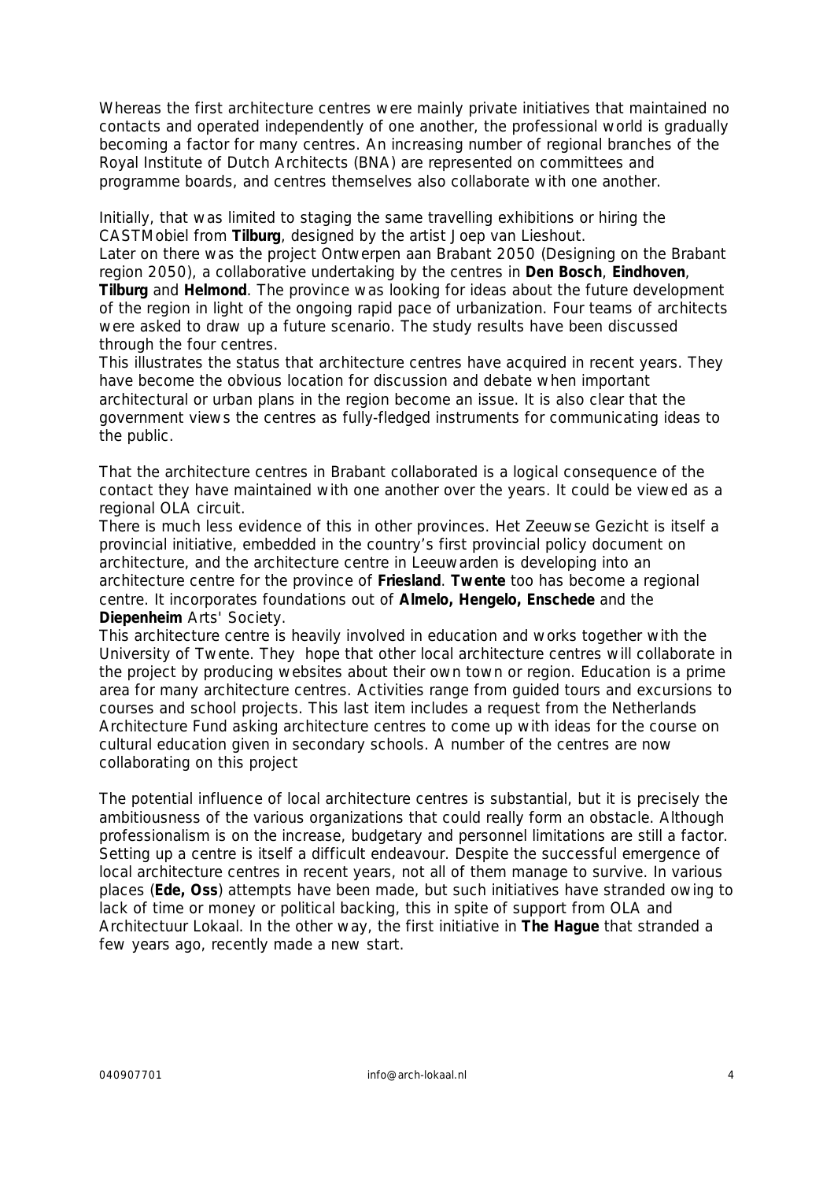Whereas the first architecture centres were mainly private initiatives that maintained no contacts and operated independently of one another, the professional world is gradually becoming a factor for many centres. An increasing number of regional branches of the Royal Institute of Dutch Architects (BNA) are represented on committees and programme boards, and centres themselves also collaborate with one another.

Initially, that was limited to staging the same travelling exhibitions or hiring the CASTMobiel from **Tilburg**, designed by the artist Joep van Lieshout.
Later on there was the project Ontwerpen aan Brabant 2050 (Designing on the Brabant region 2050), a collaborative undertaking by the centres in **Den Bosch**, **Eindhoven**, **Tilburg** and **Helmond**. The province was looking for ideas about the future development of the region in light of the ongoing rapid pace of urbanization. Four teams of architects were asked to draw up a future scenario. The study results have been discussed through the four centres.
This illustrates the status that architecture centres have acquired in recent years. They have become the obvious location for discussion and debate when important architectural or urban plans in the region become an issue. It is also clear that the government views the centres as fully-fledged instruments for communicating ideas to the public.

That the architecture centres in Brabant collaborated is a logical consequence of the contact they have maintained with one another over the years. It could be viewed as a regional OLA circuit.
There is much less evidence of this in other provinces. Het Zeeuwse Gezicht is itself a provincial initiative, embedded in the country's first provincial policy document on architecture, and the architecture centre in Leeuwarden is developing into an architecture centre for the province of **Friesland**. **Twente** too has become a regional centre. It incorporates foundations out of **Almelo, Hengelo, Enschede** and the **Diepenheim** Arts' Society.
This architecture centre is heavily involved in education and works together with the University of Twente. They hope that other local architecture centres will collaborate in the project by producing websites about their own town or region. Education is a prime area for many architecture centres. Activities range from guided tours and excursions to courses and school projects. This last item includes a request from the Netherlands Architecture Fund asking architecture centres to come up with ideas for the course on cultural education given in secondary schools. A number of the centres are now collaborating on this project

The potential influence of local architecture centres is substantial, but it is precisely the ambitiousness of the various organizations that could really form an obstacle. Although professionalism is on the increase, budgetary and personnel limitations are still a factor. Setting up a centre is itself a difficult endeavour. Despite the successful emergence of local architecture centres in recent years, not all of them manage to survive. In various places (**Ede, Oss**) attempts have been made, but such initiatives have stranded owing to lack of time or money or political backing, this in spite of support from OLA and Architectuur Lokaal. In the other way, the first initiative in **The Hague** that stranded a few years ago, recently made a new start.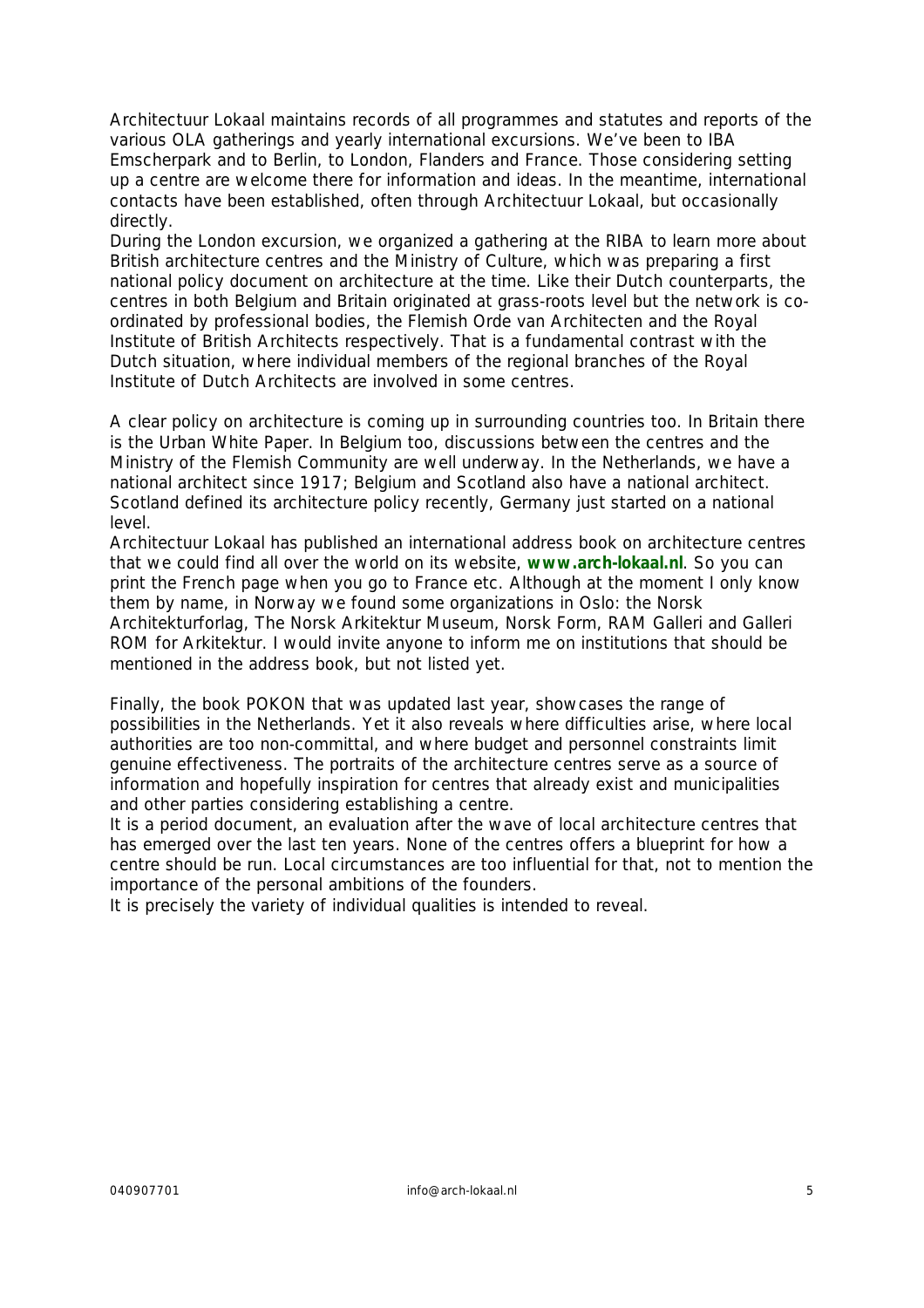Architectuur Lokaal maintains records of all programmes and statutes and reports of the various OLA gatherings and yearly international excursions. We've been to IBA Emscherpark and to Berlin, to London, Flanders and France. Those considering setting up a centre are welcome there for information and ideas. In the meantime, international contacts have been established, often through Architectuur Lokaal, but occasionally directly.
During the London excursion, we organized a gathering at the RIBA to learn more about British architecture centres and the Ministry of Culture, which was preparing a first national policy document on architecture at the time. Like their Dutch counterparts, the centres in both Belgium and Britain originated at grass-roots level but the network is co-ordinated by professional bodies, the Flemish Orde van Architecten and the Royal Institute of British Architects respectively. That is a fundamental contrast with the Dutch situation, where individual members of the regional branches of the Royal Institute of Dutch Architects are involved in some centres.

A clear policy on architecture is coming up in surrounding countries too. In Britain there is the Urban White Paper. In Belgium too, discussions between the centres and the Ministry of the Flemish Community are well underway. In the Netherlands, we have a national architect since 1917; Belgium and Scotland also have a national architect. Scotland defined its architecture policy recently, Germany just started on a national level.
Architectuur Lokaal has published an international address book on architecture centres that we could find all over the world on its website, **www.arch-lokaal.nl**. So you can print the French page when you go to France etc. Although at the moment I only know them by name, in Norway we found some organizations in Oslo: the Norsk Architekturforlag, The Norsk Arkitektur Museum, Norsk Form, RAM Galleri and Galleri ROM for Arkitektur. I would invite anyone to inform me on institutions that should be mentioned in the address book, but not listed yet.

Finally, the book POKON that was updated last year, showcases the range of possibilities in the Netherlands. Yet it also reveals where difficulties arise, where local authorities are too non-committal, and where budget and personnel constraints limit genuine effectiveness. The portraits of the architecture centres serve as a source of information and hopefully inspiration for centres that already exist and municipalities and other parties considering establishing a centre.
It is a period document, an evaluation after the wave of local architecture centres that has emerged over the last ten years. None of the centres offers a blueprint for how a centre should be run. Local circumstances are too influential for that, not to mention the importance of the personal ambitions of the founders.
It is precisely the variety of individual qualities is intended to reveal.